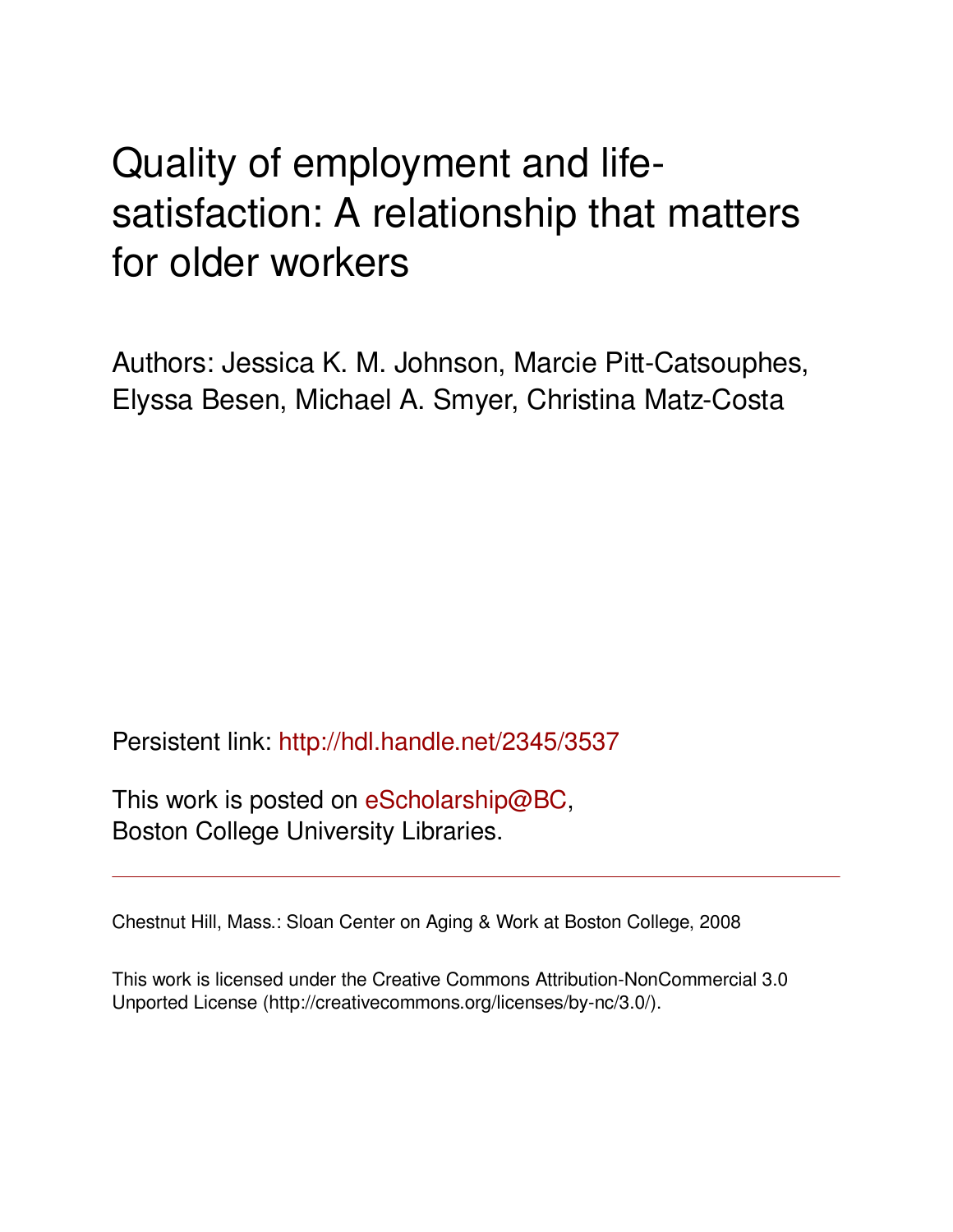# Quality of employment and life-satisfaction: A relationship that matters for older workers

Authors: Jessica K. M. Johnson, Marcie Pitt-Catsouphes, Elyssa Besen, Michael A. Smyer, Christina Matz-Costa

Persistent link: http://hdl.handle.net/2345/3537

This work is posted on eScholarship@BC, Boston College University Libraries.

---

Chestnut Hill, Mass.: Sloan Center on Aging & Work at Boston College, 2008

This work is licensed under the Creative Commons Attribution-NonCommercial 3.0 Unported License (http://creativecommons.org/licenses/by-nc/3.0/).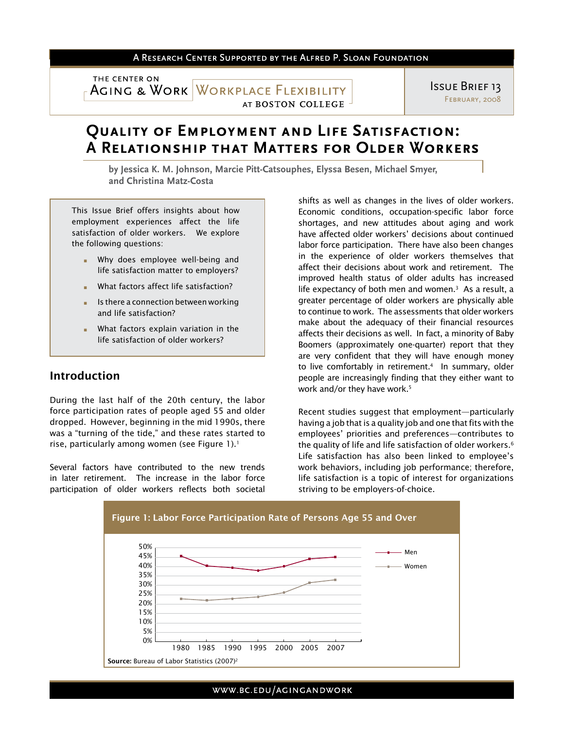A Research Center Supported by the Alfred P. Sloan Foundation

The Center on Aging & Work | Workplace Flexibility at Boston College

Issue Brief 13
February, 2008

# Quality of Employment and Life Satisfaction: A Relationship that Matters for Older Workers

**by Jessica K. M. Johnson, Marcie Pitt-Catsouphes, Elyssa Besen, Michael Smyer, and Christina Matz-Costa**

This Issue Brief offers insights about how employment experiences affect the life satisfaction of older workers. We explore the following questions:

- Why does employee well-being and life satisfaction matter to employers?
- What factors affect life satisfaction?
- Is there a connection between working and life satisfaction?
- What factors explain variation in the life satisfaction of older workers?

## Introduction

During the last half of the 20th century, the labor force participation rates of people aged 55 and older dropped. However, beginning in the mid 1990s, there was a "turning of the tide," and these rates started to rise, particularly among women (see Figure 1).[1]

Several factors have contributed to the new trends in later retirement. The increase in the labor force participation of older workers reflects both societal shifts as well as changes in the lives of older workers. Economic conditions, occupation-specific labor force shortages, and new attitudes about aging and work have affected older workers' decisions about continued labor force participation. There have also been changes in the experience of older workers themselves that affect their decisions about work and retirement. The improved health status of older adults has increased life expectancy of both men and women.[3] As a result, a greater percentage of older workers are physically able to continue to work. The assessments that older workers make about the adequacy of their financial resources affects their decisions as well. In fact, a minority of Baby Boomers (approximately one-quarter) report that they are very confident that they will have enough money to live comfortably in retirement.[4] In summary, older people are increasingly finding that they either want to work and/or they have work.[5]

Recent studies suggest that employment—particularly having a job that is a quality job and one that fits with the employees' priorities and preferences—contributes to the quality of life and life satisfaction of older workers.[6] Life satisfaction has also been linked to employee's work behaviors, including job performance; therefore, life satisfaction is a topic of interest for organizations striving to be employers-of-choice.

**Figure 1: Labor Force Participation Rate of Persons Age 55 and Over**

| Year | Men | Women |
|---|---|---|
| 1980 | ~46% | ~23% |
| 1985 | ~40.5% | ~22% |
| 1990 | ~39.5% | ~23% |
| 1995 | ~38% | ~24% |
| 2000 | ~40% | ~26% |
| 2005 | ~44% | ~31.5% |
| 2007 | ~45% | ~33% |

**Source:** Bureau of Labor Statistics (2007)[2]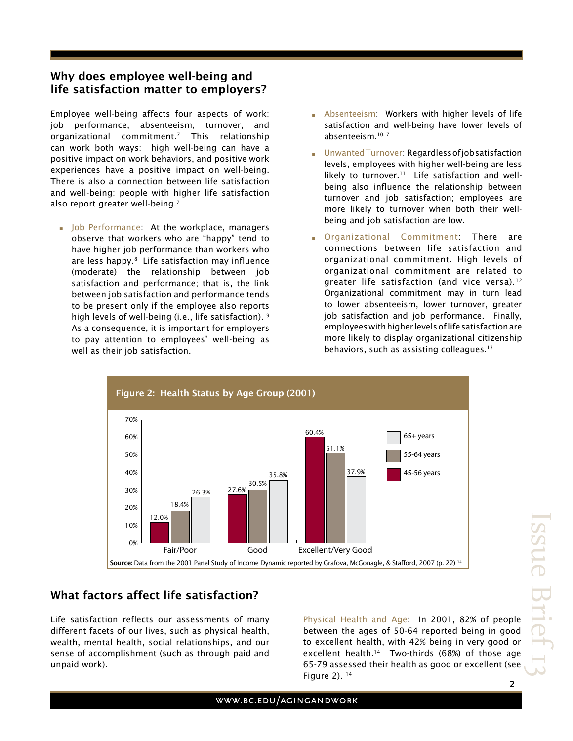## Why does employee well-being and life satisfaction matter to employers?

Employee well-being affects four aspects of work: job performance, absenteeism, turnover, and organizational commitment.[7] This relationship can work both ways: high well-being can have a positive impact on work behaviors, and positive work experiences have a positive impact on well-being. There is also a connection between life satisfaction and well-being: people with higher life satisfaction also report greater well-being.[7]

- Job Performance: At the workplace, managers observe that workers who are "happy" tend to have higher job performance than workers who are less happy.[8] Life satisfaction may influence (moderate) the relationship between job satisfaction and performance; that is, the link between job satisfaction and performance tends to be present only if the employee also reports high levels of well-being (i.e., life satisfaction).[9] As a consequence, it is important for employers to pay attention to employees' well-being as well as their job satisfaction.
- Absenteeism: Workers with higher levels of life satisfaction and well-being have lower levels of absenteeism.[10, 7]
- Unwanted Turnover: Regardless of job satisfaction levels, employees with higher well-being are less likely to turnover.[11] Life satisfaction and well-being also influence the relationship between turnover and job satisfaction; employees are more likely to turnover when both their well-being and job satisfaction are low.
- Organizational Commitment: There are connections between life satisfaction and organizational commitment. High levels of organizational commitment are related to greater life satisfaction (and vice versa).[12] Organizational commitment may in turn lead to lower absenteeism, lower turnover, greater job satisfaction and job performance. Finally, employees with higher levels of life satisfaction are more likely to display organizational citizenship behaviors, such as assisting colleagues.[13]

**Figure 2: Health Status by Age Group (2001)**

| | 45-56 years | 55-64 years | 65+ years |
|---|---|---|---|
| Fair/Poor | 12.0% | 18.4% | 26.3% |
| Good | 27.6% | 30.5% | 35.8% |
| Excellent/Very Good | 60.4% | 51.1% | 37.9% |

**Source:** Data from the 2001 Panel Study of Income Dynamic reported by Grafova, McGonagle, & Stafford, 2007 (p. 22) [14]

## What factors affect life satisfaction?

Life satisfaction reflects our assessments of many different facets of our lives, such as physical health, wealth, mental health, social relationships, and our sense of accomplishment (such as through paid and unpaid work).

Physical Health and Age: In 2001, 82% of people between the ages of 50-64 reported being in good to excellent health, with 42% being in very good or excellent health.[14] Two-thirds (68%) of those age 65-79 assessed their health as good or excellent (see Figure 2).[14]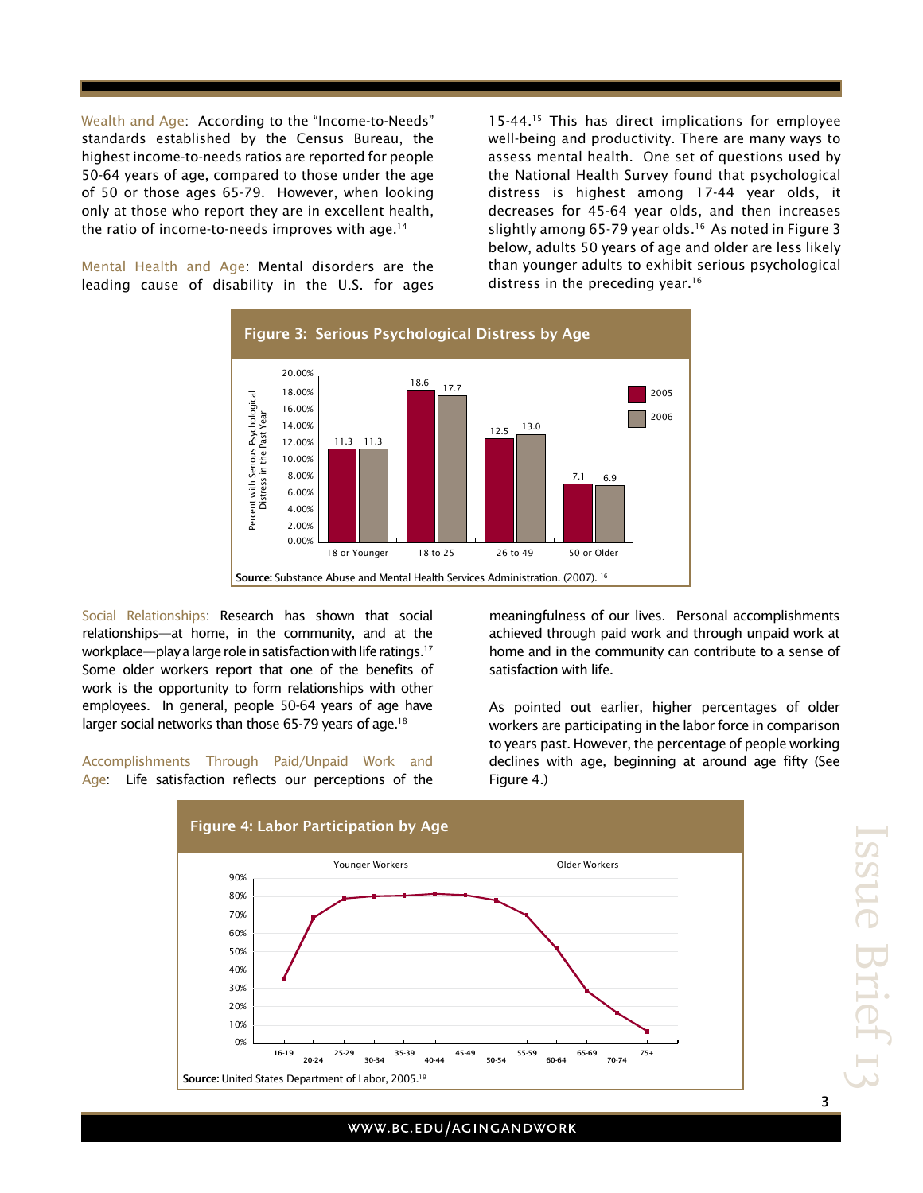**Wealth and Age:** According to the "Income-to-Needs" standards established by the Census Bureau, the highest income-to-needs ratios are reported for people 50-64 years of age, compared to those under the age of 50 or those ages 65-79. However, when looking only at those who report they are in excellent health, the ratio of income-to-needs improves with age.[14]

**Mental Health and Age:** Mental disorders are the leading cause of disability in the U.S. for ages 15-44.[15] This has direct implications for employee well-being and productivity. There are many ways to assess mental health. One set of questions used by the National Health Survey found that psychological distress is highest among 17-44 year olds, it decreases for 45-64 year olds, and then increases slightly among 65-79 year olds.[16] As noted in Figure 3 below, adults 50 years of age and older are less likely than younger adults to exhibit serious psychological distress in the preceding year.[16]

**Figure 3: Serious Psychological Distress by Age**

Percent with Serious Psychological Distress in the Past Year

| Age | 2005 | 2006 |
|---|---|---|
| 18 or Younger | 11.3 | 11.3 |
| 18 to 25 | 18.6 | 17.7 |
| 26 to 49 | 12.5 | 13.0 |
| 50 or Older | 7.1 | 6.9 |

**Source:** Substance Abuse and Mental Health Services Administration. (2007). [16]

**Social Relationships:** Research has shown that social relationships—at home, in the community, and at the workplace—play a large role in satisfaction with life ratings.[17] Some older workers report that one of the benefits of work is the opportunity to form relationships with other employees. In general, people 50-64 years of age have larger social networks than those 65-79 years of age.[18]

**Accomplishments Through Paid/Unpaid Work and Age:** Life satisfaction reflects our perceptions of the meaningfulness of our lives. Personal accomplishments achieved through paid work and through unpaid work at home and in the community can contribute to a sense of satisfaction with life.

As pointed out earlier, higher percentages of older workers are participating in the labor force in comparison to years past. However, the percentage of people working declines with age, beginning at around age fifty (See Figure 4.)

**Figure 4: Labor Participation by Age**

Younger Workers: 16-19 through 45-49; Older Workers: 50-54 through 75+

Age groups: 16-19, 20-24, 25-29, 30-34, 35-39, 40-44, 45-49, 50-54, 55-59, 60-64, 65-69, 70-74, 75+

**Source:** United States Department of Labor, 2005.[19]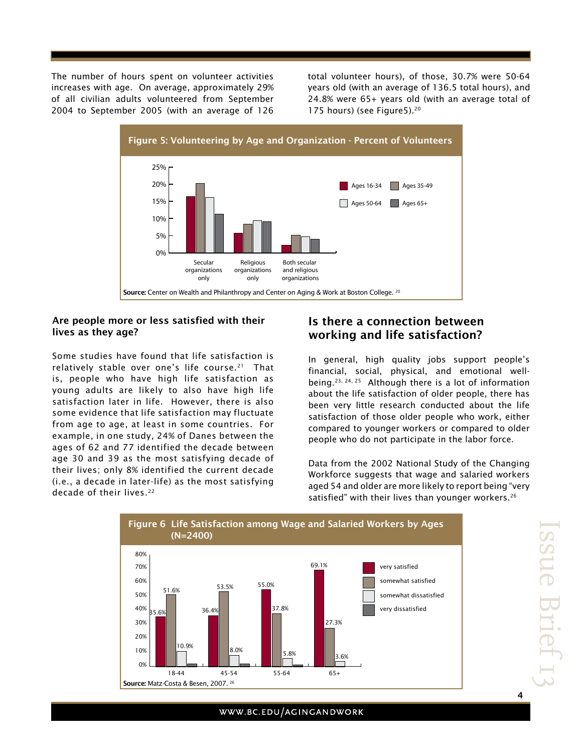The number of hours spent on volunteer activities increases with age. On average, approximately 29% of all civilian adults volunteered from September 2004 to September 2005 (with an average of 126 total volunteer hours), of those, 30.7% were 50-64 years old (with an average of 136.5 total hours), and 24.8% were 65+ years old (with an average total of 175 hours) (see Figure5).[20]

**Figure 5: Volunteering by Age and Organization - Percent of Volunteers**

**Source:** Center on Wealth and Philanthropy and Center on Aging & Work at Boston College. [20]

### Are people more or less satisfied with their lives as they age?

Some studies have found that life satisfaction is relatively stable over one's life course.[21] That is, people who have high life satisfaction as young adults are likely to also have high life satisfaction later in life. However, there is also some evidence that life satisfaction may fluctuate from age to age, at least in some countries. For example, in one study, 24% of Danes between the ages of 62 and 77 identified the decade between age 30 and 39 as the most satisfying decade of their lives; only 8% identified the current decade (i.e., a decade in later-life) as the most satisfying decade of their lives.[22]

## Is there a connection between working and life satisfaction?

In general, high quality jobs support people's financial, social, physical, and emotional well-being.[23, 24, 25] Although there is a lot of information about the life satisfaction of older people, there has been very little research conducted about the life satisfaction of those older people who work, either compared to younger workers or compared to older people who do not participate in the labor force.

Data from the 2002 National Study of the Changing Workforce suggests that wage and salaried workers aged 54 and older are more likely to report being "very satisfied" with their lives than younger workers.[26]

**Figure 6 Life Satisfaction among Wage and Salaried Workers by Ages (N=2400)**

| Age | very satisfied | somewhat satisfied | somewhat dissatisfied |
|---|---|---|---|
| 18-44 | 35.6% | 51.6% | 10.9% |
| 45-54 | 36.4% | 53.5% | 8.0% |
| 55-64 | 55.0% | 37.8% | 5.8% |
| 65+ | 69.1% | 27.3% | 3.6% |

**Source:** Matz-Costa & Besen, 2007. [26]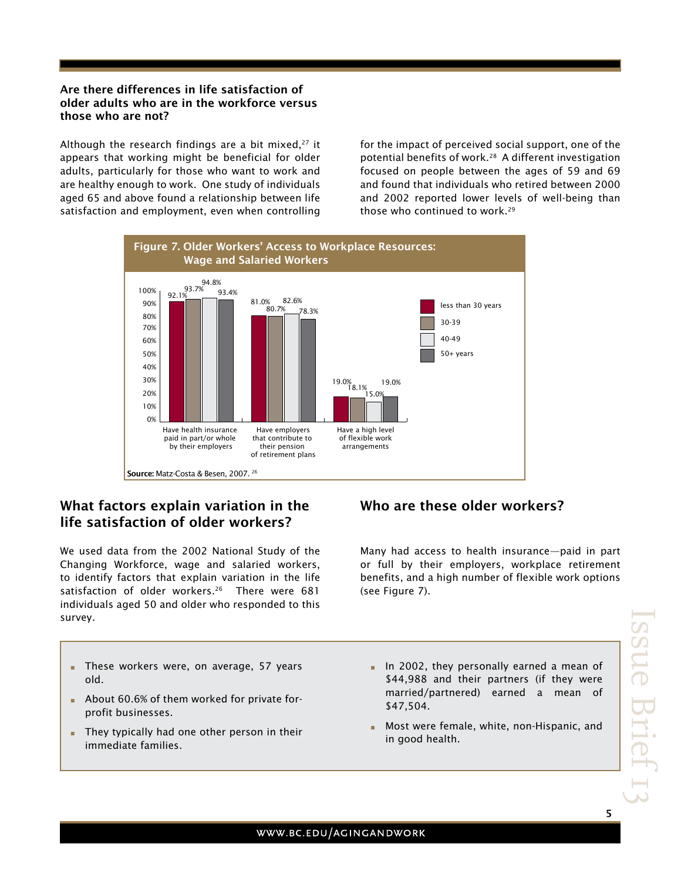### Are there differences in life satisfaction of older adults who are in the workforce versus those who are not?

Although the research findings are a bit mixed,[27] it appears that working might be beneficial for older adults, particularly for those who want to work and are healthy enough to work. One study of individuals aged 65 and above found a relationship between life satisfaction and employment, even when controlling for the impact of perceived social support, one of the potential benefits of work.[28] A different investigation focused on people between the ages of 59 and 69 and found that individuals who retired between 2000 and 2002 reported lower levels of well-being than those who continued to work.[29]

**Figure 7. Older Workers' Access to Workplace Resources: Wage and Salaried Workers**

| | less than 30 years | 30-39 | 40-49 | 50+ years |
|---|---|---|---|---|
| Have health insurance paid in part/or whole by their employers | 92.1% | 93.7% | 94.8% | 93.4% |
| Have employers that contribute to their pension of retirement plans | 81.0% | 80.7% | 82.6% | 78.3% |
| Have a high level of flexible work arrangements | 19.0% | 18.1% | 15.0% | 19.0% |

**Source:** Matz-Costa & Besen, 2007.[26]

## What factors explain variation in the life satisfaction of older workers?

We used data from the 2002 National Study of the Changing Workforce, wage and salaried workers, to identify factors that explain variation in the life satisfaction of older workers.[26] There were 681 individuals aged 50 and older who responded to this survey.

## Who are these older workers?

Many had access to health insurance—paid in part or full by their employers, workplace retirement benefits, and a high number of flexible work options (see Figure 7).

- These workers were, on average, 57 years old.
- About 60.6% of them worked for private for-profit businesses.
- They typically had one other person in their immediate families.
- In 2002, they personally earned a mean of $44,988 and their partners (if they were married/partnered) earned a mean of $47,504.
- Most were female, white, non-Hispanic, and in good health.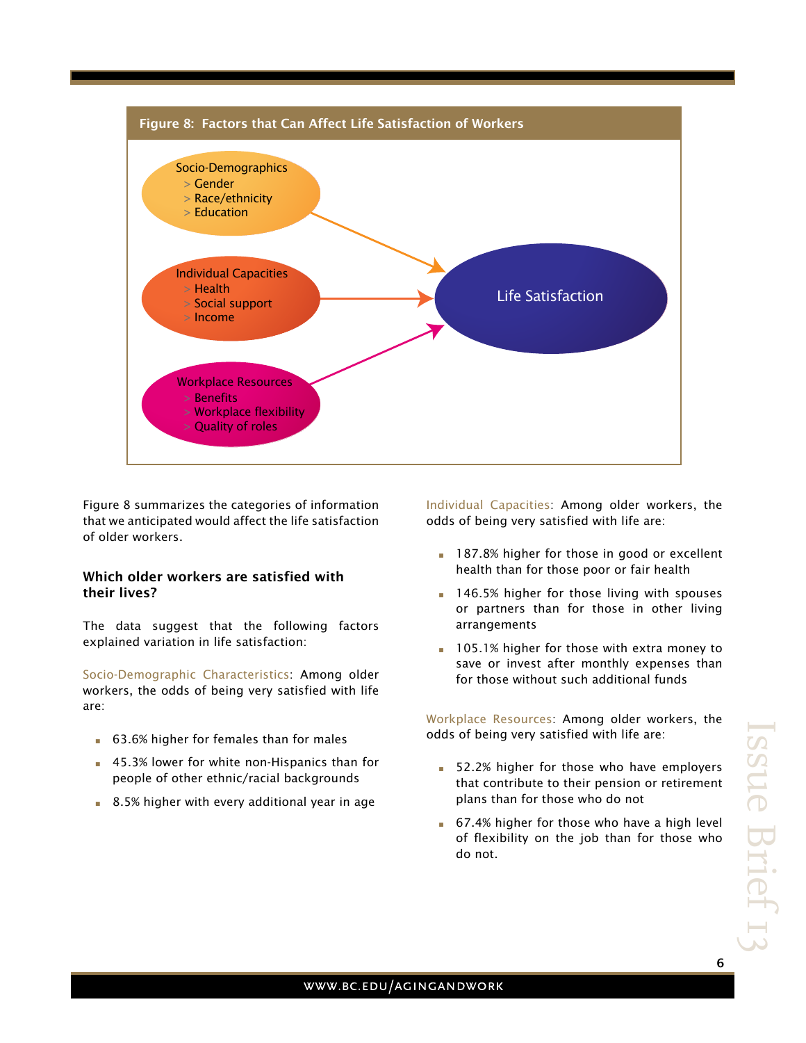**Figure 8: Factors that Can Affect Life Satisfaction of Workers**

Socio-Demographics
> Gender
> Race/ethnicity
> Education

Individual Capacities
> Health
> Social support
> Income

Workplace Resources
> Benefits
> Workplace flexibility
> Quality of roles

Life Satisfaction

Figure 8 summarizes the categories of information that we anticipated would affect the life satisfaction of older workers.

### Which older workers are satisfied with their lives?

The data suggest that the following factors explained variation in life satisfaction:

Socio-Demographic Characteristics: Among older workers, the odds of being very satisfied with life are:

- 63.6% higher for females than for males
- 45.3% lower for white non-Hispanics than for people of other ethnic/racial backgrounds
- 8.5% higher with every additional year in age

Individual Capacities: Among older workers, the odds of being very satisfied with life are:

- 187.8% higher for those in good or excellent health than for those poor or fair health
- 146.5% higher for those living with spouses or partners than for those in other living arrangements
- 105.1% higher for those with extra money to save or invest after monthly expenses than for those without such additional funds

Workplace Resources: Among older workers, the odds of being very satisfied with life are:

- 52.2% higher for those who have employers that contribute to their pension or retirement plans than for those who do not
- 67.4% higher for those who have a high level of flexibility on the job than for those who do not.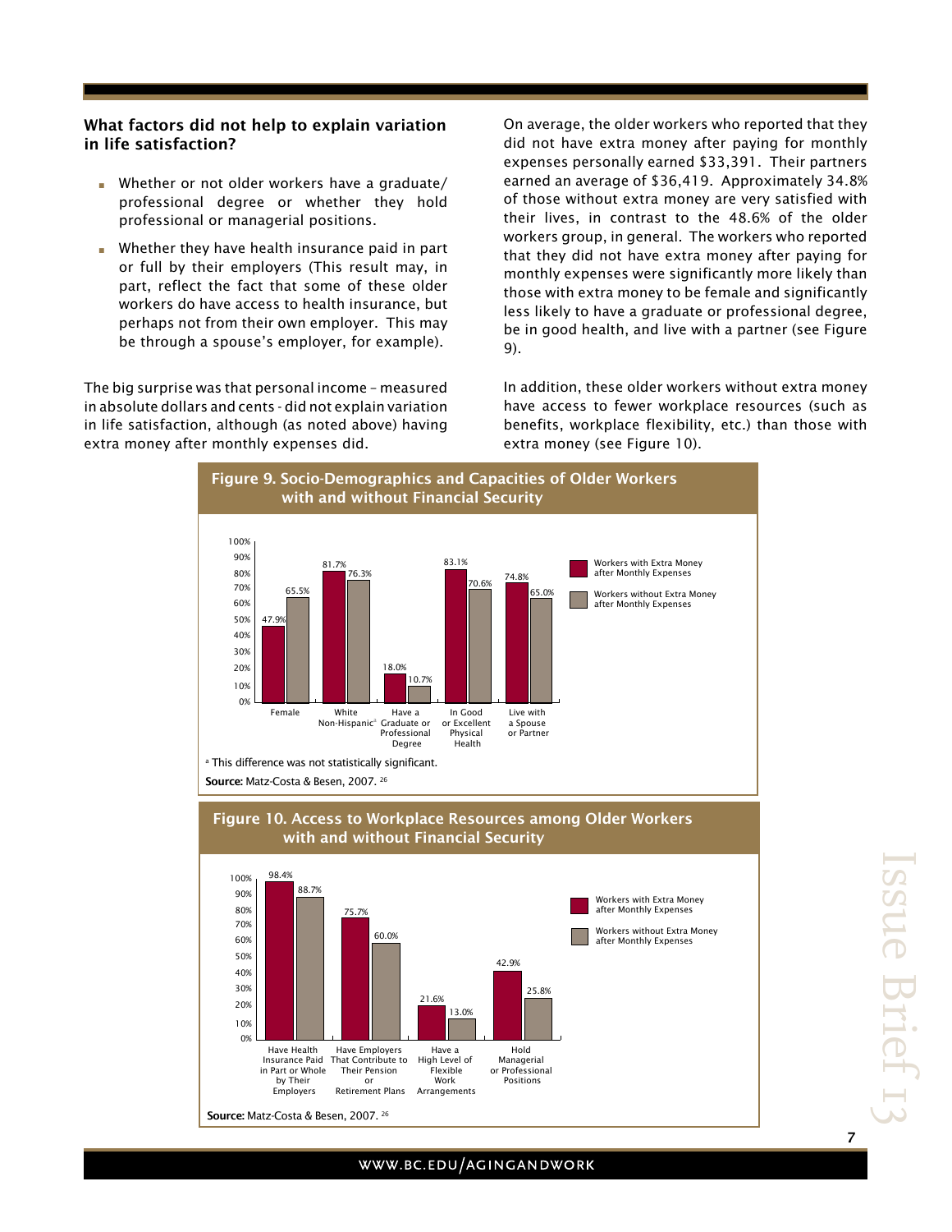### What factors did not help to explain variation in life satisfaction?

- Whether or not older workers have a graduate/professional degree or whether they hold professional or managerial positions.
- Whether they have health insurance paid in part or full by their employers (This result may, in part, reflect the fact that some of these older workers do have access to health insurance, but perhaps not from their own employer. This may be through a spouse's employer, for example).

The big surprise was that personal income – measured in absolute dollars and cents - did not explain variation in life satisfaction, although (as noted above) having extra money after monthly expenses did.

On average, the older workers who reported that they did not have extra money after paying for monthly expenses personally earned $33,391. Their partners earned an average of $36,419. Approximately 34.8% of those without extra money are very satisfied with their lives, in contrast to the 48.6% of the older workers group, in general. The workers who reported that they did not have extra money after paying for monthly expenses were significantly more likely than those with extra money to be female and significantly less likely to have a graduate or professional degree, be in good health, and live with a partner (see Figure 9).

In addition, these older workers without extra money have access to fewer workplace resources (such as benefits, workplace flexibility, etc.) than those with extra money (see Figure 10).

**Figure 9. Socio-Demographics and Capacities of Older Workers with and without Financial Security**

| | Workers with Extra Money after Monthly Expenses | Workers without Extra Money after Monthly Expenses |
|---|---|---|
| Female | 47.9% | 65.5% |
| White Non-Hispanic[a] | 81.7% | 76.3% |
| Have a Graduate or Professional Degree | 18.0% | 10.7% |
| In Good or Excellent Physical Health | 83.1% | 70.6% |
| Live with a Spouse or Partner | 74.8% | 65.0% |

[a] This difference was not statistically significant.

**Source:** Matz-Costa & Besen, 2007. [26]

**Figure 10. Access to Workplace Resources among Older Workers with and without Financial Security**

| | Workers with Extra Money after Monthly Expenses | Workers without Extra Money after Monthly Expenses |
|---|---|---|
| Have Health Insurance Paid in Part or Whole by Their Employers | 98.4% | 88.7% |
| Have Employers That Contribute to Their Pension or Retirement Plans | 75.7% | 60.0% |
| Have a High Level of Flexible Work Arrangements | 21.6% | 13.0% |
| Hold Managerial or Professional Positions | 42.9% | 25.8% |

**Source:** Matz-Costa & Besen, 2007. [26]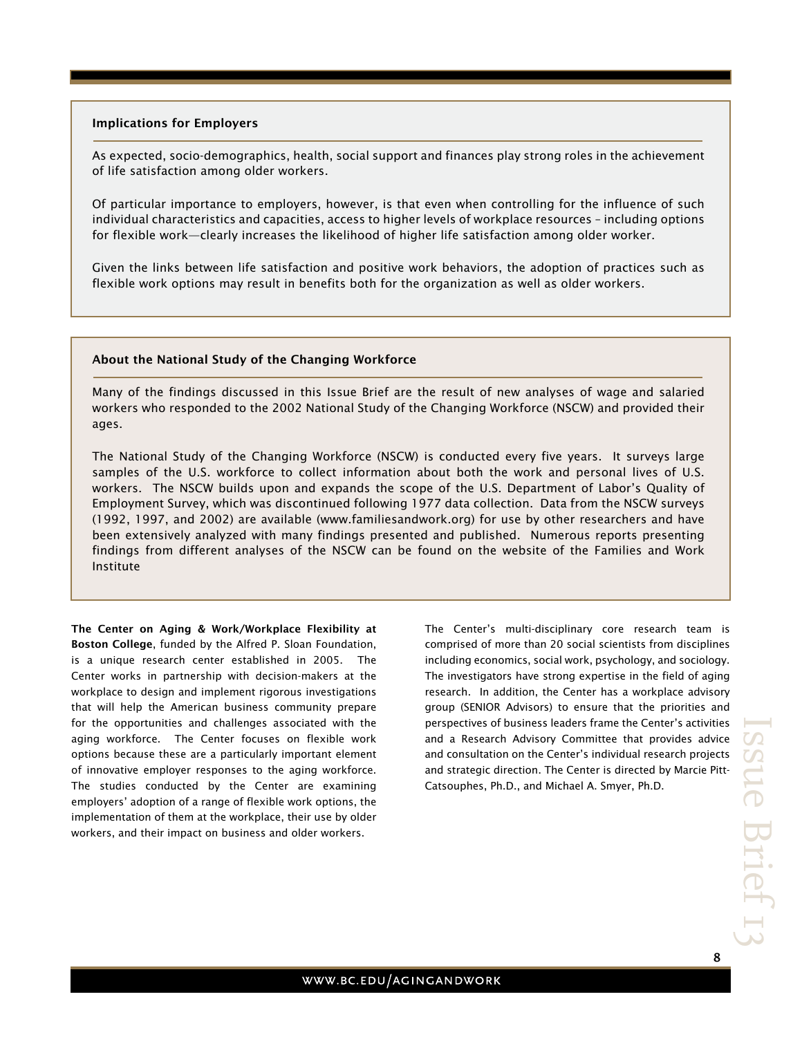### Implications for Employers

As expected, socio-demographics, health, social support and finances play strong roles in the achievement of life satisfaction among older workers.

Of particular importance to employers, however, is that even when controlling for the influence of such individual characteristics and capacities, access to higher levels of workplace resources – including options for flexible work—clearly increases the likelihood of higher life satisfaction among older worker.

Given the links between life satisfaction and positive work behaviors, the adoption of practices such as flexible work options may result in benefits both for the organization as well as older workers.

### About the National Study of the Changing Workforce

Many of the findings discussed in this Issue Brief are the result of new analyses of wage and salaried workers who responded to the 2002 National Study of the Changing Workforce (NSCW) and provided their ages.

The National Study of the Changing Workforce (NSCW) is conducted every five years. It surveys large samples of the U.S. workforce to collect information about both the work and personal lives of U.S. workers. The NSCW builds upon and expands the scope of the U.S. Department of Labor's Quality of Employment Survey, which was discontinued following 1977 data collection. Data from the NSCW surveys (1992, 1997, and 2002) are available (www.familiesandwork.org) for use by other researchers and have been extensively analyzed with many findings presented and published. Numerous reports presenting findings from different analyses of the NSCW can be found on the website of the Families and Work Institute

**The Center on Aging & Work/Workplace Flexibility at Boston College**, funded by the Alfred P. Sloan Foundation, is a unique research center established in 2005. The Center works in partnership with decision-makers at the workplace to design and implement rigorous investigations that will help the American business community prepare for the opportunities and challenges associated with the aging workforce. The Center focuses on flexible work options because these are a particularly important element of innovative employer responses to the aging workforce. The studies conducted by the Center are examining employers' adoption of a range of flexible work options, the implementation of them at the workplace, their use by older workers, and their impact on business and older workers.

The Center's multi-disciplinary core research team is comprised of more than 20 social scientists from disciplines including economics, social work, psychology, and sociology. The investigators have strong expertise in the field of aging research. In addition, the Center has a workplace advisory group (SENIOR Advisors) to ensure that the priorities and perspectives of business leaders frame the Center's activities and a Research Advisory Committee that provides advice and consultation on the Center's individual research projects and strategic direction. The Center is directed by Marcie Pitt-Catsouphes, Ph.D., and Michael A. Smyer, Ph.D.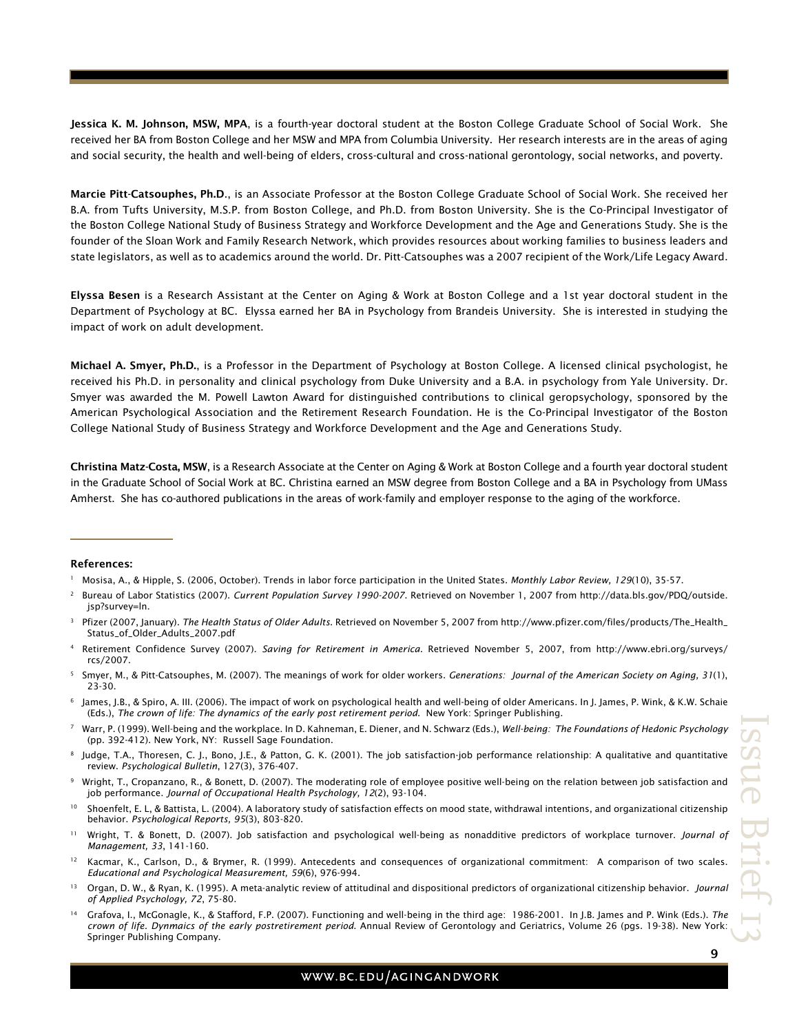**Jessica K. M. Johnson, MSW, MPA**, is a fourth-year doctoral student at the Boston College Graduate School of Social Work. She received her BA from Boston College and her MSW and MPA from Columbia University. Her research interests are in the areas of aging and social security, the health and well-being of elders, cross-cultural and cross-national gerontology, social networks, and poverty.

**Marcie Pitt-Catsouphes, Ph.D**., is an Associate Professor at the Boston College Graduate School of Social Work. She received her B.A. from Tufts University, M.S.P. from Boston College, and Ph.D. from Boston University. She is the Co-Principal Investigator of the Boston College National Study of Business Strategy and Workforce Development and the Age and Generations Study. She is the founder of the Sloan Work and Family Research Network, which provides resources about working families to business leaders and state legislators, as well as to academics around the world. Dr. Pitt-Catsouphes was a 2007 recipient of the Work/Life Legacy Award.

**Elyssa Besen** is a Research Assistant at the Center on Aging & Work at Boston College and a 1st year doctoral student in the Department of Psychology at BC. Elyssa earned her BA in Psychology from Brandeis University. She is interested in studying the impact of work on adult development.

**Michael A. Smyer, Ph.D.**, is a Professor in the Department of Psychology at Boston College. A licensed clinical psychologist, he received his Ph.D. in personality and clinical psychology from Duke University and a B.A. in psychology from Yale University. Dr. Smyer was awarded the M. Powell Lawton Award for distinguished contributions to clinical geropsychology, sponsored by the American Psychological Association and the Retirement Research Foundation. He is the Co-Principal Investigator of the Boston College National Study of Business Strategy and Workforce Development and the Age and Generations Study.

**Christina Matz-Costa, MSW**, is a Research Associate at the Center on Aging & Work at Boston College and a fourth year doctoral student in the Graduate School of Social Work at BC. Christina earned an MSW degree from Boston College and a BA in Psychology from UMass Amherst. She has co-authored publications in the areas of work-family and employer response to the aging of the workforce.

---

**References:**

[1] Mosisa, A., & Hipple, S. (2006, October). Trends in labor force participation in the United States. *Monthly Labor Review, 129*(10), 35-57.

[2] Bureau of Labor Statistics (2007). *Current Population Survey 1990-2007*. Retrieved on November 1, 2007 from http://data.bls.gov/PDQ/outside.jsp?survey=ln.

[3] Pfizer (2007, January). *The Health Status of Older Adults*. Retrieved on November 5, 2007 from http://www.pfizer.com/files/products/The_Health_Status_of_Older_Adults_2007.pdf

[4] Retirement Confidence Survey (2007). *Saving for Retirement in America*. Retrieved November 5, 2007, from http://www.ebri.org/surveys/rcs/2007.

[5] Smyer, M., & Pitt-Catsouphes, M. (2007). The meanings of work for older workers. *Generations: Journal of the American Society on Aging, 31*(1), 23-30.

[6] James, J.B., & Spiro, A. III. (2006). The impact of work on psychological health and well-being of older Americans. In J. James, P. Wink, & K.W. Schaie (Eds.), *The crown of life: The dynamics of the early post retirement period.* New York: Springer Publishing.

[7] Warr, P. (1999). Well-being and the workplace. In D. Kahneman, E. Diener, and N. Schwarz (Eds.), *Well-being: The Foundations of Hedonic Psychology* (pp. 392-412). New York, NY: Russell Sage Foundation.

[8] Judge, T.A., Thoresen, C. J., Bono, J.E., & Patton, G. K. (2001). The job satisfaction-job performance relationship: A qualitative and quantitative review. *Psychological Bulletin*, 127(3), 376-407.

[9] Wright, T., Cropanzano, R., & Bonett, D. (2007). The moderating role of employee positive well-being on the relation between job satisfaction and job performance. *Journal of Occupational Health Psychology, 12*(2), 93-104.

[10] Shoenfelt, E. L, & Battista, L. (2004). A laboratory study of satisfaction effects on mood state, withdrawal intentions, and organizational citizenship behavior. *Psychological Reports, 95*(3), 803-820.

[11] Wright, T. & Bonett, D. (2007). Job satisfaction and psychological well-being as nonadditive predictors of workplace turnover. *Journal of Management, 33*, 141-160.

[12] Kacmar, K., Carlson, D., & Brymer, R. (1999). Antecedents and consequences of organizational commitment: A comparison of two scales. *Educational and Psychological Measurement, 59*(6), 976-994.

[13] Organ, D. W., & Ryan, K. (1995). A meta-analytic review of attitudinal and dispositional predictors of organizational citizenship behavior. *Journal of Applied Psychology, 72*, 75-80.

[14] Grafova, I., McGonagle, K., & Stafford, F.P. (2007). Functioning and well-being in the third age: 1986-2001. In J.B. James and P. Wink (Eds.). *The crown of life. Dynmaics of the early postretirement period.* Annual Review of Gerontology and Geriatrics, Volume 26 (pgs. 19-38). New York: Springer Publishing Company.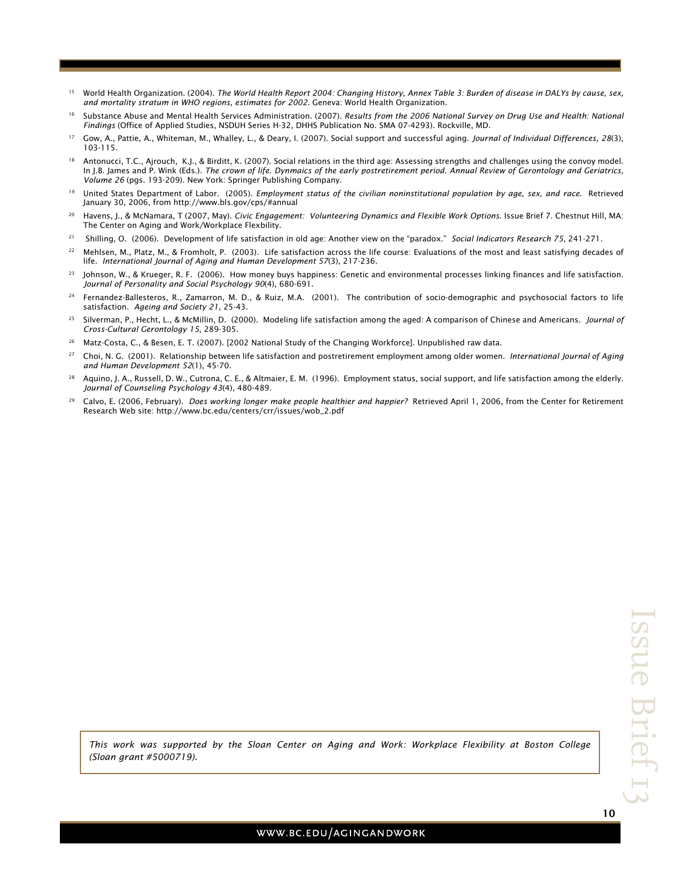[15] World Health Organization. (2004). *The World Health Report 2004: Changing History, Annex Table 3: Burden of disease in DALYs by cause, sex, and mortality stratum in WHO regions, estimates for 2002*. Geneva: World Health Organization.

[16] Substance Abuse and Mental Health Services Administration. (2007). *Results from the 2006 National Survey on Drug Use and Health: National Findings* (Office of Applied Studies, NSDUH Series H-32, DHHS Publication No. SMA 07-4293). Rockville, MD.

[17] Gow, A., Pattie, A., Whiteman, M., Whalley, L., & Deary, I. (2007). Social support and successful aging. *Journal of Individual Differences, 28*(3), 103-115.

[18] Antonucci, T.C., Ajrouch, K.J., & Birditt, K. (2007). Social relations in the third age: Assessing strengths and challenges using the convoy model. In J.B. James and P. Wink (Eds.). *The crown of life. Dynmaics of the early postretirement period. Annual Review of Gerontology and Geriatrics, Volume 26* (pgs. 193-209). New York: Springer Publishing Company.

[19] United States Department of Labor. (2005). *Employment status of the civilian noninstitutional population by age, sex, and race.* Retrieved January 30, 2006, from http://www.bls.gov/cps/#annual

[20] Havens, J., & McNamara, T (2007, May). *Civic Engagement: Volunteering Dynamics and Flexible Work Options.* Issue Brief 7. Chestnut Hill, MA: The Center on Aging and Work/Workplace Flexbility.

[21] Shilling, O. (2006). Development of life satisfaction in old age: Another view on the "paradox." *Social Indicators Research 75*, 241-271.

[22] Mehlsen, M., Platz, M., & Fromholt, P. (2003). Life satisfaction across the life course: Evaluations of the most and least satisfying decades of life. *International Journal of Aging and Human Development 57*(3), 217-236.

[23] Johnson, W., & Krueger, R. F. (2006). How money buys happiness: Genetic and environmental processes linking finances and life satisfaction. *Journal of Personality and Social Psychology 90*(4), 680-691.

[24] Fernandez-Ballesteros, R., Zamarron, M. D., & Ruiz, M.A. (2001). The contribution of socio-demographic and psychosocial factors to life satisfaction. *Ageing and Society 21*, 25-43.

[25] Silverman, P., Hecht, L., & McMillin, D. (2000). Modeling life satisfaction among the aged: A comparison of Chinese and Americans. *Journal of Cross-Cultural Gerontology 15*, 289-305.

[26] Matz-Costa, C., & Besen, E. T. (2007). [2002 National Study of the Changing Workforce]. Unpublished raw data.

[27] Choi, N. G. (2001). Relationship between life satisfaction and postretirement employment among older women. *International Journal of Aging and Human Development 52*(1), 45-70.

[28] Aquino, J. A., Russell, D. W., Cutrona, C. E., & Altmaier, E. M. (1996). Employment status, social support, and life satisfaction among the elderly. *Journal of Counseling Psychology 43*(4), 480-489.

[29] Calvo, E. (2006, February). *Does working longer make people healthier and happier?* Retrieved April 1, 2006, from the Center for Retirement Research Web site: http://www.bc.edu/centers/crr/issues/wob_2.pdf

*This work was supported by the Sloan Center on Aging and Work: Workplace Flexibility at Boston College (Sloan grant #5000719).*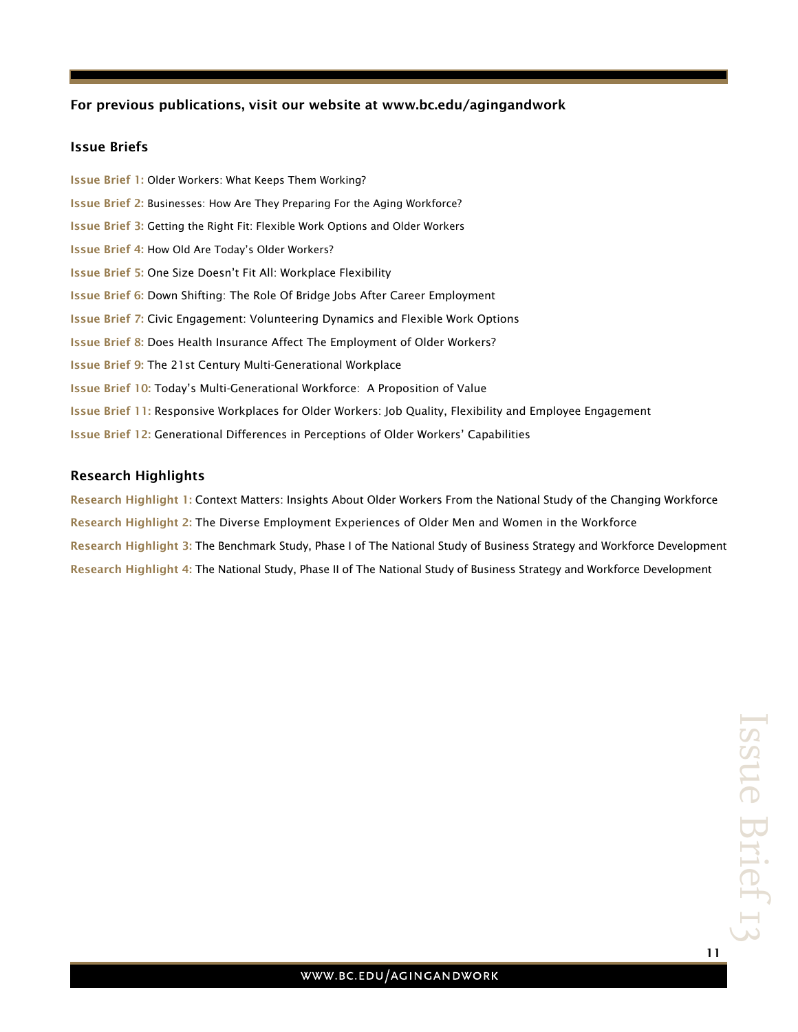**For previous publications, visit our website at www.bc.edu/agingandwork**

### Issue Briefs

**Issue Brief 1:** Older Workers: What Keeps Them Working?

**Issue Brief 2:** Businesses: How Are They Preparing For the Aging Workforce?

**Issue Brief 3:** Getting the Right Fit: Flexible Work Options and Older Workers

**Issue Brief 4:** How Old Are Today's Older Workers?

**Issue Brief 5:** One Size Doesn't Fit All: Workplace Flexibility

**Issue Brief 6:** Down Shifting: The Role Of Bridge Jobs After Career Employment

**Issue Brief 7:** Civic Engagement: Volunteering Dynamics and Flexible Work Options

**Issue Brief 8:** Does Health Insurance Affect The Employment of Older Workers?

**Issue Brief 9:** The 21st Century Multi-Generational Workplace

**Issue Brief 10:** Today's Multi-Generational Workforce: A Proposition of Value

**Issue Brief 11:** Responsive Workplaces for Older Workers: Job Quality, Flexibility and Employee Engagement

**Issue Brief 12:** Generational Differences in Perceptions of Older Workers' Capabilities

### Research Highlights

**Research Highlight 1:** Context Matters: Insights About Older Workers From the National Study of the Changing Workforce

**Research Highlight 2:** The Diverse Employment Experiences of Older Men and Women in the Workforce

**Research Highlight 3:** The Benchmark Study, Phase I of The National Study of Business Strategy and Workforce Development

**Research Highlight 4:** The National Study, Phase II of The National Study of Business Strategy and Workforce Development